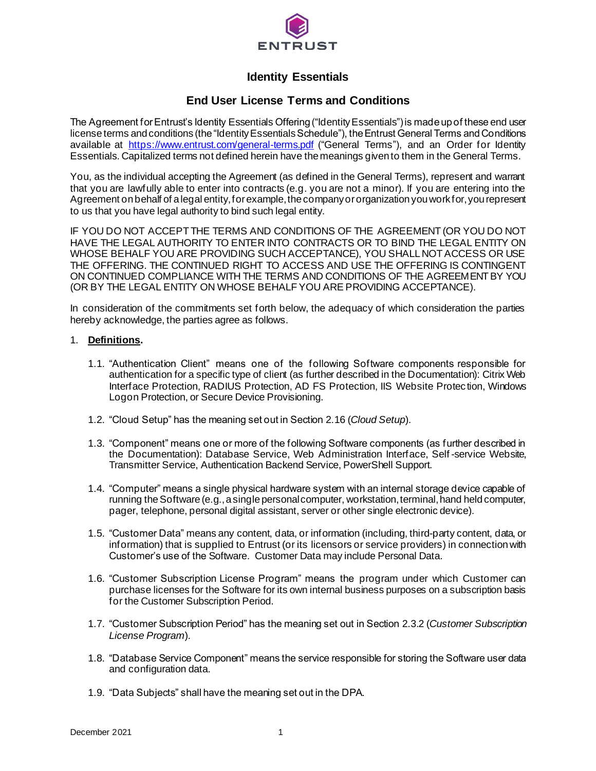ENTRUST

# Identity Essentials

## End User License Terms and Conditions

The Agreement for Entrust's Identity Essentials Offering ("Identity Essentials") is made up of these end user license terms and conditions (the "Identity Essentials Schedule"), the Entrust General Terms and Conditions available at https://www.entrust.com/general-terms.pdf ("General Terms"), and an Order for Identity Essentials. Capitalized terms not defined herein have the meanings given to them in the General Terms.

You, as the individual accepting the Agreement (as defined in the General Terms), represent and warrant that you are lawfully able to enter into contracts (e.g. you are not a minor). If you are entering into the Agreement on behalf of a legal entity, for example, the company or organization you work for, you represent to us that you have legal authority to bind such legal entity.

IF YOU DO NOT ACCEPT THE TERMS AND CONDITIONS OF THE AGREEMENT (OR YOU DO NOT HAVE THE LEGAL AUTHORITY TO ENTER INTO CONTRACTS OR TO BIND THE LEGAL ENTITY ON WHOSE BEHALF YOU ARE PROVIDING SUCH ACCEPTANCE), YOU SHALL NOT ACCESS OR USE THE OFFERING. THE CONTINUED RIGHT TO ACCESS AND USE THE OFFERING IS CONTINGENT ON CONTINUED COMPLIANCE WITH THE TERMS AND CONDITIONS OF THE AGREEMENT BY YOU (OR BY THE LEGAL ENTITY ON WHOSE BEHALF YOU ARE PROVIDING ACCEPTANCE).

In consideration of the commitments set forth below, the adequacy of which consideration the parties hereby acknowledge, the parties agree as follows.

1. **Definitions.**

   1.1. "Authentication Client" means one of the following Software components responsible for authentication for a specific type of client (as further described in the Documentation): Citrix Web Interface Protection, RADIUS Protection, AD FS Protection, IIS Website Protection, Windows Logon Protection, or Secure Device Provisioning.

   1.2. "Cloud Setup" has the meaning set out in Section 2.16 (*Cloud Setup*).

   1.3. "Component" means one or more of the following Software components (as further described in the Documentation): Database Service, Web Administration Interface, Self-service Website, Transmitter Service, Authentication Backend Service, PowerShell Support.

   1.4. "Computer" means a single physical hardware system with an internal storage device capable of running the Software (e.g., a single personal computer, workstation, terminal, hand held computer, pager, telephone, personal digital assistant, server or other single electronic device).

   1.5. "Customer Data" means any content, data, or information (including, third-party content, data, or information) that is supplied to Entrust (or its licensors or service providers) in connection with Customer's use of the Software. Customer Data may include Personal Data.

   1.6. "Customer Subscription License Program" means the program under which Customer can purchase licenses for the Software for its own internal business purposes on a subscription basis for the Customer Subscription Period.

   1.7. "Customer Subscription Period" has the meaning set out in Section 2.3.2 (*Customer Subscription License Program*).

   1.8. "Database Service Component" means the service responsible for storing the Software user data and configuration data.

   1.9. "Data Subjects" shall have the meaning set out in the DPA.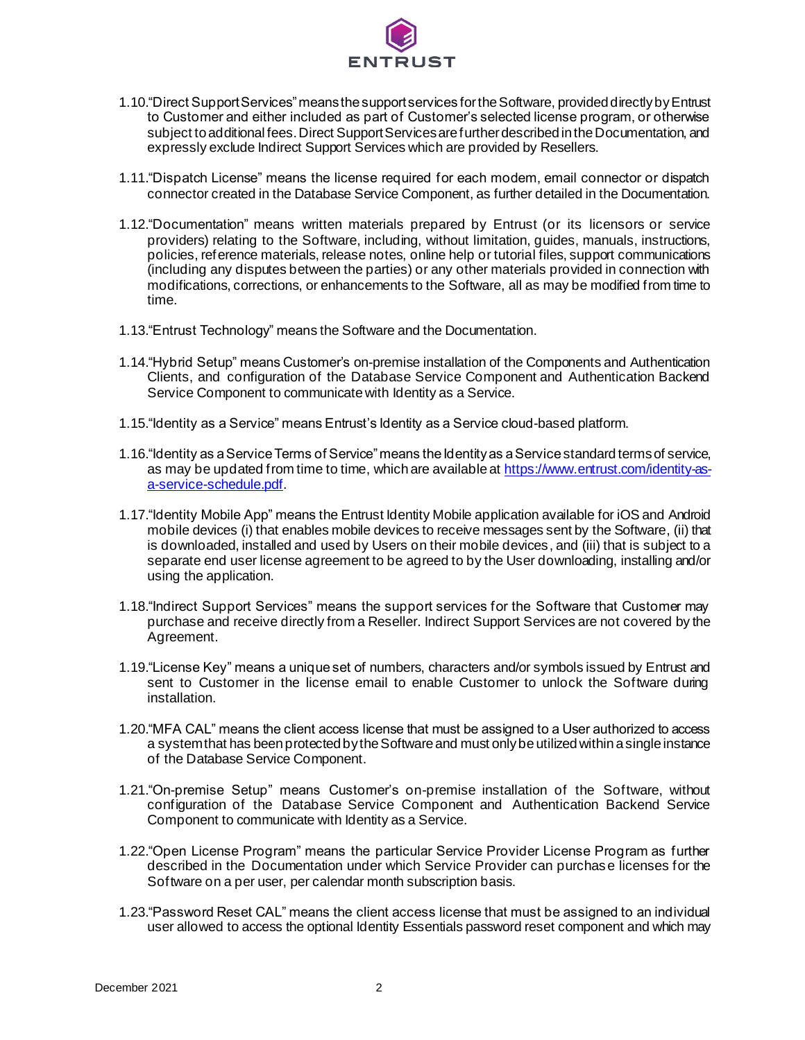1.10. "Direct Support Services" means the support services for the Software, provided directly by Entrust to Customer and either included as part of Customer's selected license program, or otherwise subject to additional fees. Direct Support Services are further described in the Documentation, and expressly exclude Indirect Support Services which are provided by Resellers.

1.11. "Dispatch License" means the license required for each modem, email connector or dispatch connector created in the Database Service Component, as further detailed in the Documentation.

1.12. "Documentation" means written materials prepared by Entrust (or its licensors or service providers) relating to the Software, including, without limitation, guides, manuals, instructions, policies, reference materials, release notes, online help or tutorial files, support communications (including any disputes between the parties) or any other materials provided in connection with modifications, corrections, or enhancements to the Software, all as may be modified from time to time.

1.13. "Entrust Technology" means the Software and the Documentation.

1.14. "Hybrid Setup" means Customer's on-premise installation of the Components and Authentication Clients, and configuration of the Database Service Component and Authentication Backend Service Component to communicate with Identity as a Service.

1.15. "Identity as a Service" means Entrust's Identity as a Service cloud-based platform.

1.16. "Identity as a Service Terms of Service" means the Identity as a Service standard terms of service, as may be updated from time to time, which are available at [https://www.entrust.com/identity-as-a-service-schedule.pdf](https://www.entrust.com/identity-as-a-service-schedule.pdf).

1.17. "Identity Mobile App" means the Entrust Identity Mobile application available for iOS and Android mobile devices (i) that enables mobile devices to receive messages sent by the Software, (ii) that is downloaded, installed and used by Users on their mobile devices, and (iii) that is subject to a separate end user license agreement to be agreed to by the User downloading, installing and/or using the application.

1.18. "Indirect Support Services" means the support services for the Software that Customer may purchase and receive directly from a Reseller. Indirect Support Services are not covered by the Agreement.

1.19. "License Key" means a unique set of numbers, characters and/or symbols issued by Entrust and sent to Customer in the license email to enable Customer to unlock the Software during installation.

1.20. "MFA CAL" means the client access license that must be assigned to a User authorized to access a system that has been protected by the Software and must only be utilized within a single instance of the Database Service Component.

1.21. "On-premise Setup" means Customer's on-premise installation of the Software, without configuration of the Database Service Component and Authentication Backend Service Component to communicate with Identity as a Service.

1.22. "Open License Program" means the particular Service Provider License Program as further described in the Documentation under which Service Provider can purchase licenses for the Software on a per user, per calendar month subscription basis.

1.23. "Password Reset CAL" means the client access license that must be assigned to an individual user allowed to access the optional Identity Essentials password reset component and which may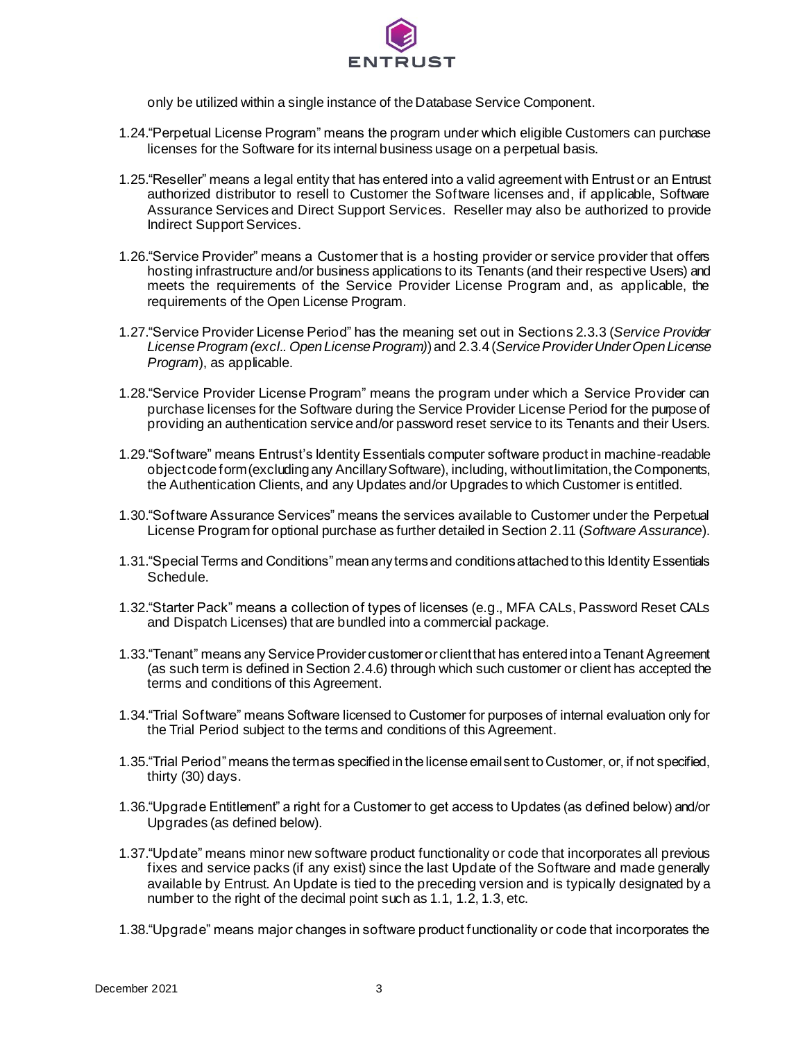only be utilized within a single instance of the Database Service Component.

1.24.“Perpetual License Program” means the program under which eligible Customers can purchase licenses for the Software for its internal business usage on a perpetual basis.

1.25.“Reseller” means a legal entity that has entered into a valid agreement with Entrust or an Entrust authorized distributor to resell to Customer the Software licenses and, if applicable, Software Assurance Services and Direct Support Services. Reseller may also be authorized to provide Indirect Support Services.

1.26.“Service Provider” means a Customer that is a hosting provider or service provider that offers hosting infrastructure and/or business applications to its Tenants (and their respective Users) and meets the requirements of the Service Provider License Program and, as applicable, the requirements of the Open License Program.

1.27.“Service Provider License Period” has the meaning set out in Sections 2.3.3 (*Service Provider License Program (excl.. Open License Program)*) and 2.3.4 (*Service Provider Under Open License Program*), as applicable.

1.28.“Service Provider License Program” means the program under which a Service Provider can purchase licenses for the Software during the Service Provider License Period for the purpose of providing an authentication service and/or password reset service to its Tenants and their Users.

1.29.“Software” means Entrust’s Identity Essentials computer software product in machine-readable object code form (excluding any Ancillary Software), including, without limitation, the Components, the Authentication Clients, and any Updates and/or Upgrades to which Customer is entitled.

1.30.“Software Assurance Services” means the services available to Customer under the Perpetual License Program for optional purchase as further detailed in Section 2.11 (*Software Assurance*).

1.31.“Special Terms and Conditions” mean any terms and conditions attached to this Identity Essentials Schedule.

1.32.“Starter Pack” means a collection of types of licenses (e.g., MFA CALs, Password Reset CALs and Dispatch Licenses) that are bundled into a commercial package.

1.33.“Tenant” means any Service Provider customer or client that has entered into a Tenant Agreement (as such term is defined in Section 2.4.6) through which such customer or client has accepted the terms and conditions of this Agreement.

1.34.“Trial Software” means Software licensed to Customer for purposes of internal evaluation only for the Trial Period subject to the terms and conditions of this Agreement.

1.35.“Trial Period” means the term as specified in the license email sent to Customer, or, if not specified, thirty (30) days.

1.36.“Upgrade Entitlement” a right for a Customer to get access to Updates (as defined below) and/or Upgrades (as defined below).

1.37.“Update” means minor new software product functionality or code that incorporates all previous fixes and service packs (if any exist) since the last Update of the Software and made generally available by Entrust. An Update is tied to the preceding version and is typically designated by a number to the right of the decimal point such as 1.1, 1.2, 1.3, etc.

1.38.“Upgrade” means major changes in software product functionality or code that incorporates the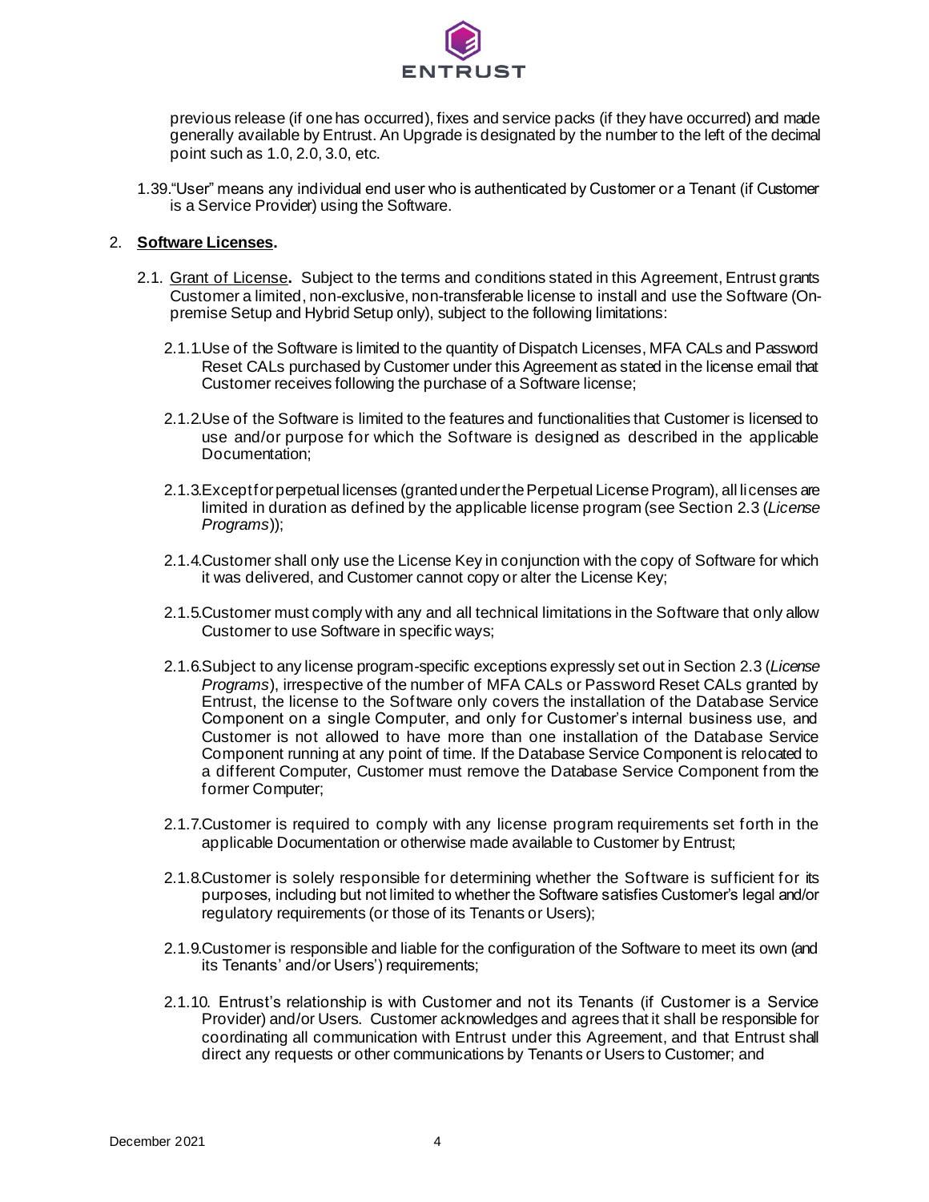previous release (if one has occurred), fixes and service packs (if they have occurred) and made generally available by Entrust. An Upgrade is designated by the number to the left of the decimal point such as 1.0, 2.0, 3.0, etc.

1.39. "User" means any individual end user who is authenticated by Customer or a Tenant (if Customer is a Service Provider) using the Software.

2. **Software Licenses.**

2.1. Grant of License**.** Subject to the terms and conditions stated in this Agreement, Entrust grants Customer a limited, non-exclusive, non-transferable license to install and use the Software (On-premise Setup and Hybrid Setup only), subject to the following limitations:

2.1.1. Use of the Software is limited to the quantity of Dispatch Licenses, MFA CALs and Password Reset CALs purchased by Customer under this Agreement as stated in the license email that Customer receives following the purchase of a Software license;

2.1.2. Use of the Software is limited to the features and functionalities that Customer is licensed to use and/or purpose for which the Software is designed as described in the applicable Documentation;

2.1.3. Except for perpetual licenses (granted under the Perpetual License Program), all licenses are limited in duration as defined by the applicable license program (see Section 2.3 (*License Programs*));

2.1.4. Customer shall only use the License Key in conjunction with the copy of Software for which it was delivered, and Customer cannot copy or alter the License Key;

2.1.5. Customer must comply with any and all technical limitations in the Software that only allow Customer to use Software in specific ways;

2.1.6. Subject to any license program-specific exceptions expressly set out in Section 2.3 (*License Programs*), irrespective of the number of MFA CALs or Password Reset CALs granted by Entrust, the license to the Software only covers the installation of the Database Service Component on a single Computer, and only for Customer's internal business use, and Customer is not allowed to have more than one installation of the Database Service Component running at any point of time. If the Database Service Component is relocated to a different Computer, Customer must remove the Database Service Component from the former Computer;

2.1.7. Customer is required to comply with any license program requirements set forth in the applicable Documentation or otherwise made available to Customer by Entrust;

2.1.8. Customer is solely responsible for determining whether the Software is sufficient for its purposes, including but not limited to whether the Software satisfies Customer's legal and/or regulatory requirements (or those of its Tenants or Users);

2.1.9. Customer is responsible and liable for the configuration of the Software to meet its own (and its Tenants' and/or Users') requirements;

2.1.10. Entrust's relationship is with Customer and not its Tenants (if Customer is a Service Provider) and/or Users. Customer acknowledges and agrees that it shall be responsible for coordinating all communication with Entrust under this Agreement, and that Entrust shall direct any requests or other communications by Tenants or Users to Customer; and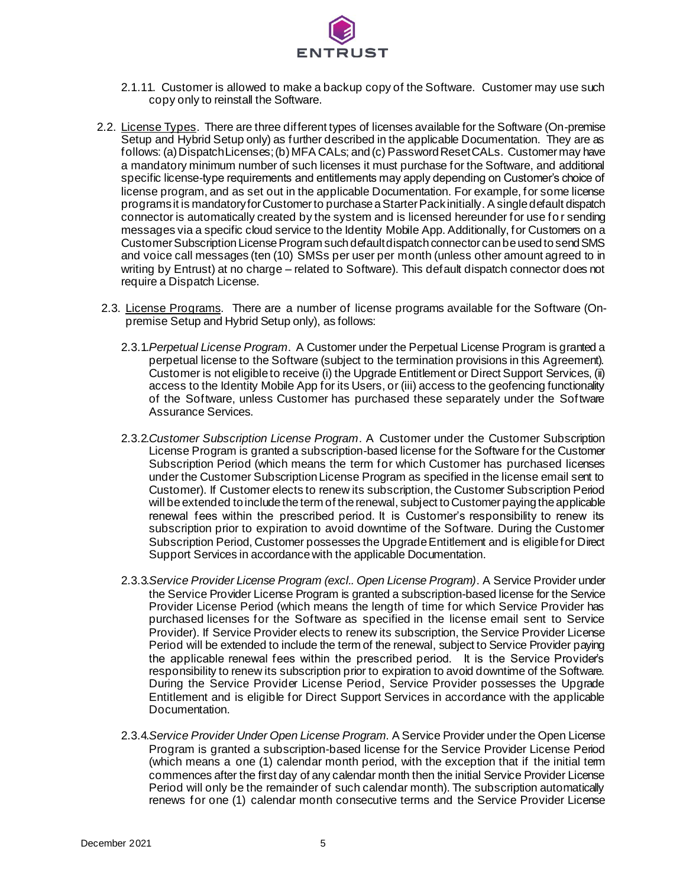2.1.11. Customer is allowed to make a backup copy of the Software. Customer may use such copy only to reinstall the Software.

2.2. License Types. There are three different types of licenses available for the Software (On-premise Setup and Hybrid Setup only) as further described in the applicable Documentation. They are as follows: (a) Dispatch Licenses; (b) MFA CALs; and (c) Password Reset CALs. Customer may have a mandatory minimum number of such licenses it must purchase for the Software, and additional specific license-type requirements and entitlements may apply depending on Customer's choice of license program, and as set out in the applicable Documentation. For example, for some license programs it is mandatory for Customer to purchase a Starter Pack initially. A single default dispatch connector is automatically created by the system and is licensed hereunder for use for sending messages via a specific cloud service to the Identity Mobile App. Additionally, for Customers on a Customer Subscription License Program such default dispatch connector can be used to send SMS and voice call messages (ten (10) SMSs per user per month (unless other amount agreed to in writing by Entrust) at no charge – related to Software). This default dispatch connector does not require a Dispatch License.

2.3. License Programs. There are a number of license programs available for the Software (On-premise Setup and Hybrid Setup only), as follows:

2.3.1. *Perpetual License Program*. A Customer under the Perpetual License Program is granted a perpetual license to the Software (subject to the termination provisions in this Agreement). Customer is not eligible to receive (i) the Upgrade Entitlement or Direct Support Services, (ii) access to the Identity Mobile App for its Users, or (iii) access to the geofencing functionality of the Software, unless Customer has purchased these separately under the Software Assurance Services.

2.3.2. *Customer Subscription License Program*. A Customer under the Customer Subscription License Program is granted a subscription-based license for the Software for the Customer Subscription Period (which means the term for which Customer has purchased licenses under the Customer Subscription License Program as specified in the license email sent to Customer). If Customer elects to renew its subscription, the Customer Subscription Period will be extended to include the term of the renewal, subject to Customer paying the applicable renewal fees within the prescribed period. It is Customer's responsibility to renew its subscription prior to expiration to avoid downtime of the Software. During the Customer Subscription Period, Customer possesses the Upgrade Entitlement and is eligible for Direct Support Services in accordance with the applicable Documentation.

2.3.3. *Service Provider License Program (excl.. Open License Program)*. A Service Provider under the Service Provider License Program is granted a subscription-based license for the Service Provider License Period (which means the length of time for which Service Provider has purchased licenses for the Software as specified in the license email sent to Service Provider). If Service Provider elects to renew its subscription, the Service Provider License Period will be extended to include the term of the renewal, subject to Service Provider paying the applicable renewal fees within the prescribed period. It is the Service Provider's responsibility to renew its subscription prior to expiration to avoid downtime of the Software. During the Service Provider License Period, Service Provider possesses the Upgrade Entitlement and is eligible for Direct Support Services in accordance with the applicable Documentation.

2.3.4. *Service Provider Under Open License Program*. A Service Provider under the Open License Program is granted a subscription-based license for the Service Provider License Period (which means a one (1) calendar month period, with the exception that if the initial term commences after the first day of any calendar month then the initial Service Provider License Period will only be the remainder of such calendar month). The subscription automatically renews for one (1) calendar month consecutive terms and the Service Provider License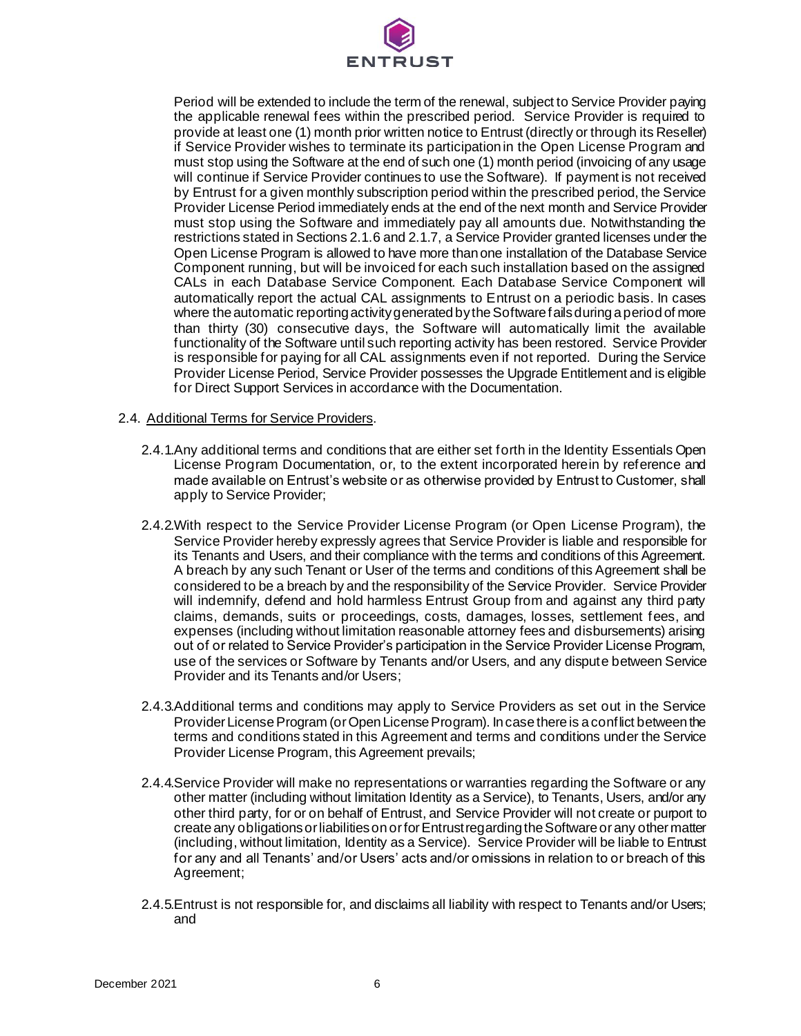Period will be extended to include the term of the renewal, subject to Service Provider paying the applicable renewal fees within the prescribed period. Service Provider is required to provide at least one (1) month prior written notice to Entrust (directly or through its Reseller) if Service Provider wishes to terminate its participation in the Open License Program and must stop using the Software at the end of such one (1) month period (invoicing of any usage will continue if Service Provider continues to use the Software). If payment is not received by Entrust for a given monthly subscription period within the prescribed period, the Service Provider License Period immediately ends at the end of the next month and Service Provider must stop using the Software and immediately pay all amounts due. Notwithstanding the restrictions stated in Sections 2.1.6 and 2.1.7, a Service Provider granted licenses under the Open License Program is allowed to have more than one installation of the Database Service Component running, but will be invoiced for each such installation based on the assigned CALs in each Database Service Component. Each Database Service Component will automatically report the actual CAL assignments to Entrust on a periodic basis. In cases where the automatic reporting activity generated by the Software fails during a period of more than thirty (30) consecutive days, the Software will automatically limit the available functionality of the Software until such reporting activity has been restored. Service Provider is responsible for paying for all CAL assignments even if not reported. During the Service Provider License Period, Service Provider possesses the Upgrade Entitlement and is eligible for Direct Support Services in accordance with the Documentation.

2.4. Additional Terms for Service Providers.

2.4.1. Any additional terms and conditions that are either set forth in the Identity Essentials Open License Program Documentation, or, to the extent incorporated herein by reference and made available on Entrust's website or as otherwise provided by Entrust to Customer, shall apply to Service Provider;

2.4.2. With respect to the Service Provider License Program (or Open License Program), the Service Provider hereby expressly agrees that Service Provider is liable and responsible for its Tenants and Users, and their compliance with the terms and conditions of this Agreement. A breach by any such Tenant or User of the terms and conditions of this Agreement shall be considered to be a breach by and the responsibility of the Service Provider. Service Provider will indemnify, defend and hold harmless Entrust Group from and against any third party claims, demands, suits or proceedings, costs, damages, losses, settlement fees, and expenses (including without limitation reasonable attorney fees and disbursements) arising out of or related to Service Provider's participation in the Service Provider License Program, use of the services or Software by Tenants and/or Users, and any dispute between Service Provider and its Tenants and/or Users;

2.4.3. Additional terms and conditions may apply to Service Providers as set out in the Service Provider License Program (or Open License Program). In case there is a conflict between the terms and conditions stated in this Agreement and terms and conditions under the Service Provider License Program, this Agreement prevails;

2.4.4. Service Provider will make no representations or warranties regarding the Software or any other matter (including without limitation Identity as a Service), to Tenants, Users, and/or any other third party, for or on behalf of Entrust, and Service Provider will not create or purport to create any obligations or liabilities on or for Entrust regarding the Software or any other matter (including, without limitation, Identity as a Service). Service Provider will be liable to Entrust for any and all Tenants' and/or Users' acts and/or omissions in relation to or breach of this Agreement;

2.4.5. Entrust is not responsible for, and disclaims all liability with respect to Tenants and/or Users; and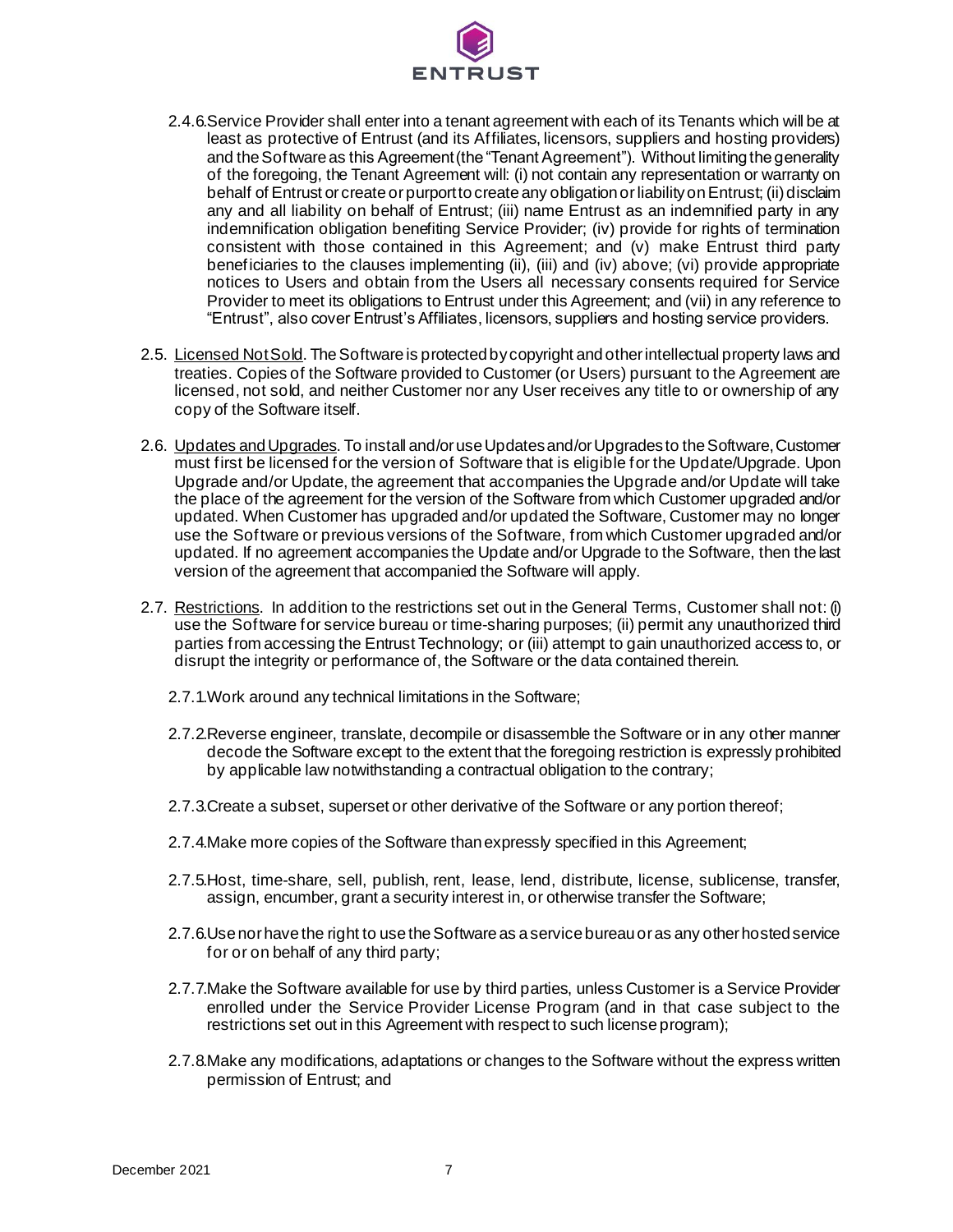2.4.6. Service Provider shall enter into a tenant agreement with each of its Tenants which will be at least as protective of Entrust (and its Affiliates, licensors, suppliers and hosting providers) and the Software as this Agreement (the "Tenant Agreement"). Without limiting the generality of the foregoing, the Tenant Agreement will: (i) not contain any representation or warranty on behalf of Entrust or create or purport to create any obligation or liability on Entrust; (ii) disclaim any and all liability on behalf of Entrust; (iii) name Entrust as an indemnified party in any indemnification obligation benefiting Service Provider; (iv) provide for rights of termination consistent with those contained in this Agreement; and (v) make Entrust third party beneficiaries to the clauses implementing (ii), (iii) and (iv) above; (vi) provide appropriate notices to Users and obtain from the Users all necessary consents required for Service Provider to meet its obligations to Entrust under this Agreement; and (vii) in any reference to "Entrust", also cover Entrust's Affiliates, licensors, suppliers and hosting service providers.

2.5. <u>Licensed Not Sold</u>. The Software is protected by copyright and other intellectual property laws and treaties. Copies of the Software provided to Customer (or Users) pursuant to the Agreement are licensed, not sold, and neither Customer nor any User receives any title to or ownership of any copy of the Software itself.

2.6. <u>Updates and Upgrades</u>. To install and/or use Updates and/or Upgrades to the Software, Customer must first be licensed for the version of Software that is eligible for the Update/Upgrade. Upon Upgrade and/or Update, the agreement that accompanies the Upgrade and/or Update will take the place of the agreement for the version of the Software from which Customer upgraded and/or updated. When Customer has upgraded and/or updated the Software, Customer may no longer use the Software or previous versions of the Software, from which Customer upgraded and/or updated. If no agreement accompanies the Update and/or Upgrade to the Software, then the last version of the agreement that accompanied the Software will apply.

2.7. <u>Restrictions</u>. In addition to the restrictions set out in the General Terms, Customer shall not: (i) use the Software for service bureau or time-sharing purposes; (ii) permit any unauthorized third parties from accessing the Entrust Technology; or (iii) attempt to gain unauthorized access to, or disrupt the integrity or performance of, the Software or the data contained therein.

2.7.1. Work around any technical limitations in the Software;

2.7.2. Reverse engineer, translate, decompile or disassemble the Software or in any other manner decode the Software except to the extent that the foregoing restriction is expressly prohibited by applicable law notwithstanding a contractual obligation to the contrary;

2.7.3. Create a subset, superset or other derivative of the Software or any portion thereof;

2.7.4. Make more copies of the Software than expressly specified in this Agreement;

2.7.5. Host, time-share, sell, publish, rent, lease, lend, distribute, license, sublicense, transfer, assign, encumber, grant a security interest in, or otherwise transfer the Software;

2.7.6. Use nor have the right to use the Software as a service bureau or as any other hosted service for or on behalf of any third party;

2.7.7. Make the Software available for use by third parties, unless Customer is a Service Provider enrolled under the Service Provider License Program (and in that case subject to the restrictions set out in this Agreement with respect to such license program);

2.7.8. Make any modifications, adaptations or changes to the Software without the express written permission of Entrust; and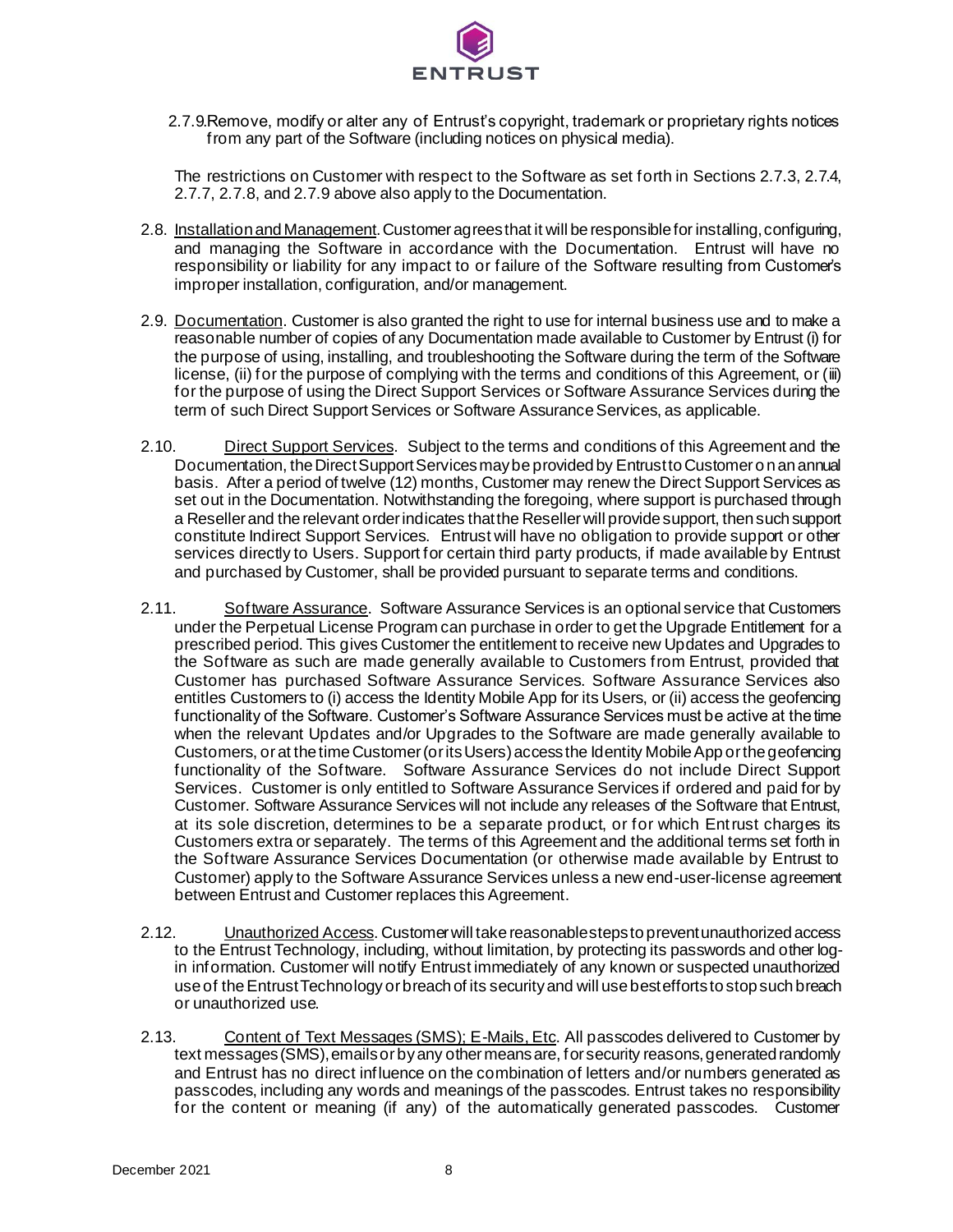2.7.9. Remove, modify or alter any of Entrust's copyright, trademark or proprietary rights notices from any part of the Software (including notices on physical media).

The restrictions on Customer with respect to the Software as set forth in Sections 2.7.3, 2.7.4, 2.7.7, 2.7.8, and 2.7.9 above also apply to the Documentation.

2.8. <u>Installation and Management</u>. Customer agrees that it will be responsible for installing, configuring, and managing the Software in accordance with the Documentation. Entrust will have no responsibility or liability for any impact to or failure of the Software resulting from Customer's improper installation, configuration, and/or management.

2.9. <u>Documentation</u>. Customer is also granted the right to use for internal business use and to make a reasonable number of copies of any Documentation made available to Customer by Entrust (i) for the purpose of using, installing, and troubleshooting the Software during the term of the Software license, (ii) for the purpose of complying with the terms and conditions of this Agreement, or (iii) for the purpose of using the Direct Support Services or Software Assurance Services during the term of such Direct Support Services or Software Assurance Services, as applicable.

2.10. <u>Direct Support Services</u>. Subject to the terms and conditions of this Agreement and the Documentation, the Direct Support Services may be provided by Entrust to Customer on an annual basis. After a period of twelve (12) months, Customer may renew the Direct Support Services as set out in the Documentation. Notwithstanding the foregoing, where support is purchased through a Reseller and the relevant order indicates that the Reseller will provide support, then such support constitute Indirect Support Services. Entrust will have no obligation to provide support or other services directly to Users. Support for certain third party products, if made available by Entrust and purchased by Customer, shall be provided pursuant to separate terms and conditions.

2.11. <u>Software Assurance</u>. Software Assurance Services is an optional service that Customers under the Perpetual License Program can purchase in order to get the Upgrade Entitlement for a prescribed period. This gives Customer the entitlement to receive new Updates and Upgrades to the Software as such are made generally available to Customers from Entrust, provided that Customer has purchased Software Assurance Services. Software Assurance Services also entitles Customers to (i) access the Identity Mobile App for its Users, or (ii) access the geofencing functionality of the Software. Customer's Software Assurance Services must be active at the time when the relevant Updates and/or Upgrades to the Software are made generally available to Customers, or at the time Customer (or its Users) access the Identity Mobile App or the geofencing functionality of the Software. Software Assurance Services do not include Direct Support Services. Customer is only entitled to Software Assurance Services if ordered and paid for by Customer. Software Assurance Services will not include any releases of the Software that Entrust, at its sole discretion, determines to be a separate product, or for which Entrust charges its Customers extra or separately. The terms of this Agreement and the additional terms set forth in the Software Assurance Services Documentation (or otherwise made available by Entrust to Customer) apply to the Software Assurance Services unless a new end-user-license agreement between Entrust and Customer replaces this Agreement.

2.12. <u>Unauthorized Access</u>. Customer will take reasonable steps to prevent unauthorized access to the Entrust Technology, including, without limitation, by protecting its passwords and other log-in information. Customer will notify Entrust immediately of any known or suspected unauthorized use of the Entrust Technology or breach of its security and will use best efforts to stop such breach or unauthorized use.

2.13. <u>Content of Text Messages (SMS); E-Mails, Etc</u>. All passcodes delivered to Customer by text messages (SMS), emails or by any other means are, for security reasons, generated randomly and Entrust has no direct influence on the combination of letters and/or numbers generated as passcodes, including any words and meanings of the passcodes. Entrust takes no responsibility for the content or meaning (if any) of the automatically generated passcodes. Customer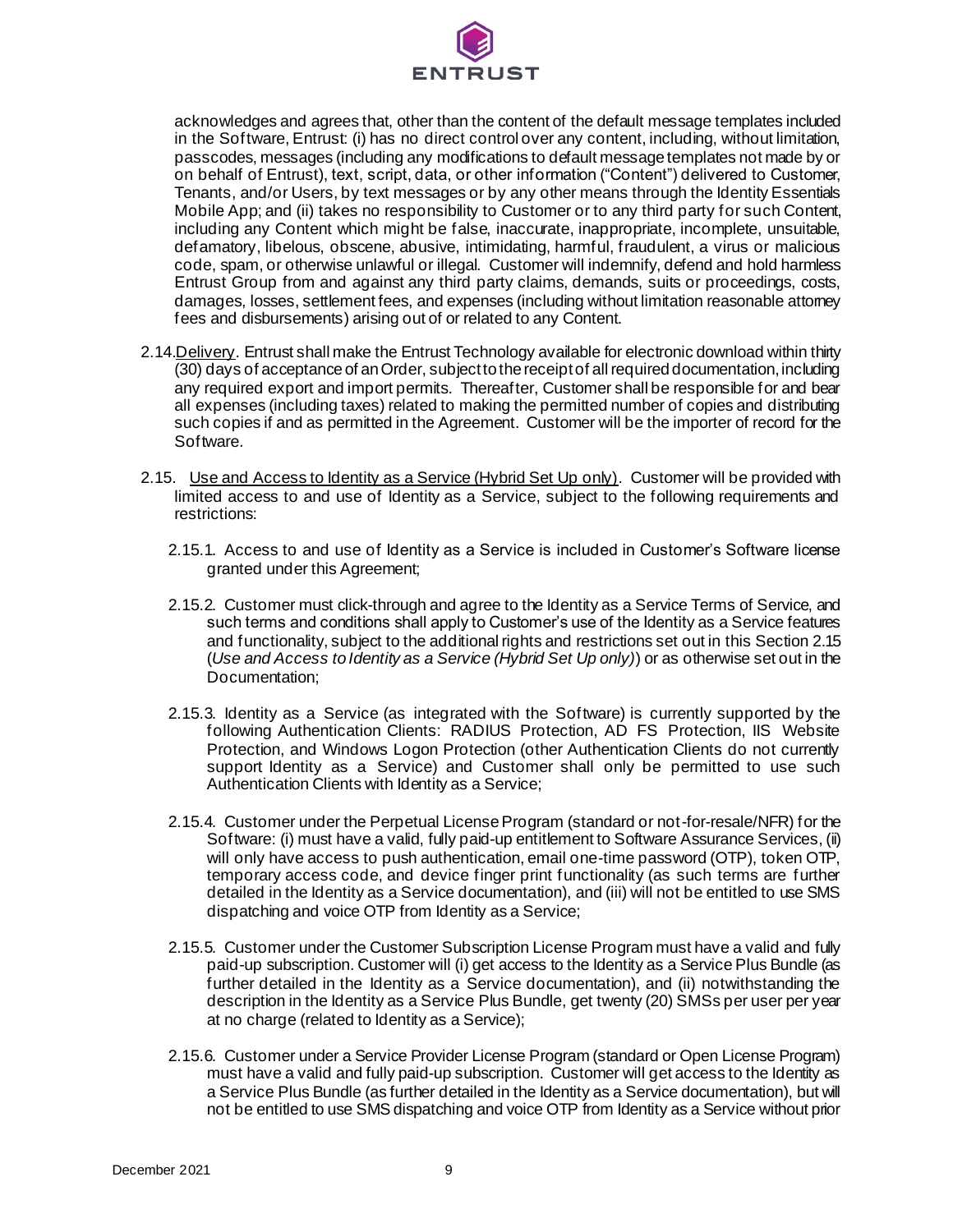acknowledges and agrees that, other than the content of the default message templates included in the Software, Entrust: (i) has no direct control over any content, including, without limitation, passcodes, messages (including any modifications to default message templates not made by or on behalf of Entrust), text, script, data, or other information ("Content") delivered to Customer, Tenants, and/or Users, by text messages or by any other means through the Identity Essentials Mobile App; and (ii) takes no responsibility to Customer or to any third party for such Content, including any Content which might be false, inaccurate, inappropriate, incomplete, unsuitable, defamatory, libelous, obscene, abusive, intimidating, harmful, fraudulent, a virus or malicious code, spam, or otherwise unlawful or illegal. Customer will indemnify, defend and hold harmless Entrust Group from and against any third party claims, demands, suits or proceedings, costs, damages, losses, settlement fees, and expenses (including without limitation reasonable attorney fees and disbursements) arising out of or related to any Content.

2.14. Delivery. Entrust shall make the Entrust Technology available for electronic download within thirty (30) days of acceptance of an Order, subject to the receipt of all required documentation, including any required export and import permits. Thereafter, Customer shall be responsible for and bear all expenses (including taxes) related to making the permitted number of copies and distributing such copies if and as permitted in the Agreement. Customer will be the importer of record for the Software.

2.15. Use and Access to Identity as a Service (Hybrid Set Up only). Customer will be provided with limited access to and use of Identity as a Service, subject to the following requirements and restrictions:

2.15.1. Access to and use of Identity as a Service is included in Customer's Software license granted under this Agreement;

2.15.2. Customer must click-through and agree to the Identity as a Service Terms of Service, and such terms and conditions shall apply to Customer's use of the Identity as a Service features and functionality, subject to the additional rights and restrictions set out in this Section 2.15 (*Use and Access to Identity as a Service (Hybrid Set Up only)*) or as otherwise set out in the Documentation;

2.15.3. Identity as a Service (as integrated with the Software) is currently supported by the following Authentication Clients: RADIUS Protection, AD FS Protection, IIS Website Protection, and Windows Logon Protection (other Authentication Clients do not currently support Identity as a Service) and Customer shall only be permitted to use such Authentication Clients with Identity as a Service;

2.15.4. Customer under the Perpetual License Program (standard or not-for-resale/NFR) for the Software: (i) must have a valid, fully paid-up entitlement to Software Assurance Services, (ii) will only have access to push authentication, email one-time password (OTP), token OTP, temporary access code, and device finger print functionality (as such terms are further detailed in the Identity as a Service documentation), and (iii) will not be entitled to use SMS dispatching and voice OTP from Identity as a Service;

2.15.5. Customer under the Customer Subscription License Program must have a valid and fully paid-up subscription. Customer will (i) get access to the Identity as a Service Plus Bundle (as further detailed in the Identity as a Service documentation), and (ii) notwithstanding the description in the Identity as a Service Plus Bundle, get twenty (20) SMSs per user per year at no charge (related to Identity as a Service);

2.15.6. Customer under a Service Provider License Program (standard or Open License Program) must have a valid and fully paid-up subscription. Customer will get access to the Identity as a Service Plus Bundle (as further detailed in the Identity as a Service documentation), but will not be entitled to use SMS dispatching and voice OTP from Identity as a Service without prior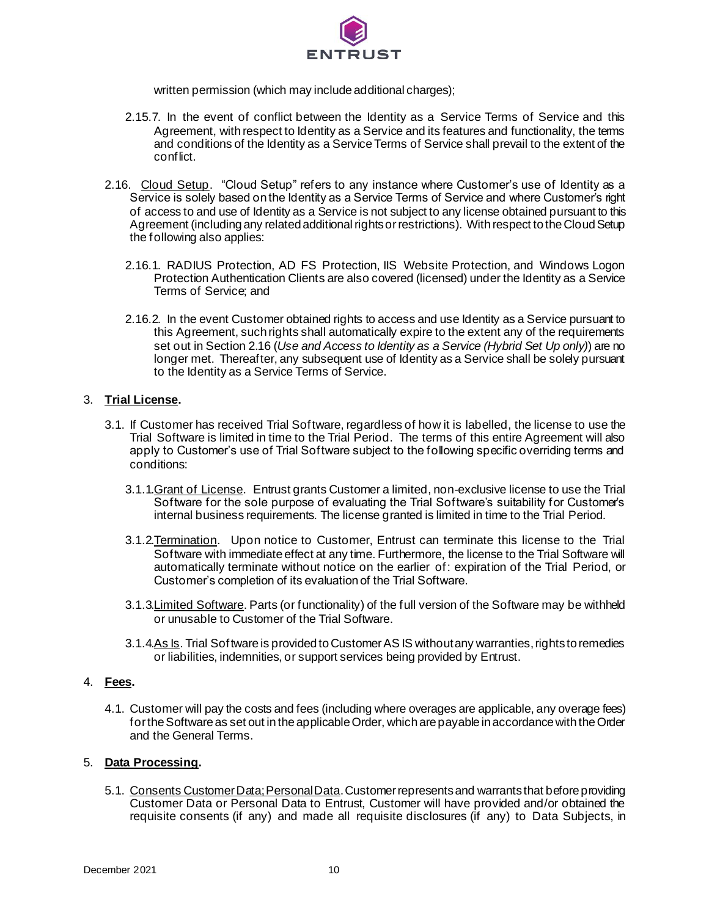written permission (which may include additional charges);

2.15.7. In the event of conflict between the Identity as a Service Terms of Service and this Agreement, with respect to Identity as a Service and its features and functionality, the terms and conditions of the Identity as a Service Terms of Service shall prevail to the extent of the conflict.

2.16. Cloud Setup. "Cloud Setup" refers to any instance where Customer's use of Identity as a Service is solely based on the Identity as a Service Terms of Service and where Customer's right of access to and use of Identity as a Service is not subject to any license obtained pursuant to this Agreement (including any related additional rights or restrictions). With respect to the Cloud Setup the following also applies:

2.16.1. RADIUS Protection, AD FS Protection, IIS Website Protection, and Windows Logon Protection Authentication Clients are also covered (licensed) under the Identity as a Service Terms of Service; and

2.16.2. In the event Customer obtained rights to access and use Identity as a Service pursuant to this Agreement, such rights shall automatically expire to the extent any of the requirements set out in Section 2.16 (*Use and Access to Identity as a Service (Hybrid Set Up only)*) are no longer met. Thereafter, any subsequent use of Identity as a Service shall be solely pursuant to the Identity as a Service Terms of Service.

## 3. **Trial License.**

3.1. If Customer has received Trial Software, regardless of how it is labelled, the license to use the Trial Software is limited in time to the Trial Period. The terms of this entire Agreement will also apply to Customer's use of Trial Software subject to the following specific overriding terms and conditions:

3.1.1. Grant of License. Entrust grants Customer a limited, non-exclusive license to use the Trial Software for the sole purpose of evaluating the Trial Software's suitability for Customer's internal business requirements. The license granted is limited in time to the Trial Period.

3.1.2. Termination. Upon notice to Customer, Entrust can terminate this license to the Trial Software with immediate effect at any time. Furthermore, the license to the Trial Software will automatically terminate without notice on the earlier of: expiration of the Trial Period, or Customer's completion of its evaluation of the Trial Software.

3.1.3. Limited Software. Parts (or functionality) of the full version of the Software may be withheld or unusable to Customer of the Trial Software.

3.1.4. As Is. Trial Software is provided to Customer AS IS without any warranties, rights to remedies or liabilities, indemnities, or support services being provided by Entrust.

## 4. **Fees.**

4.1. Customer will pay the costs and fees (including where overages are applicable, any overage fees) for the Software as set out in the applicable Order, which are payable in accordance with the Order and the General Terms.

## 5. **Data Processing.**

5.1. Consents Customer Data; Personal Data. Customer represents and warrants that before providing Customer Data or Personal Data to Entrust, Customer will have provided and/or obtained the requisite consents (if any) and made all requisite disclosures (if any) to Data Subjects, in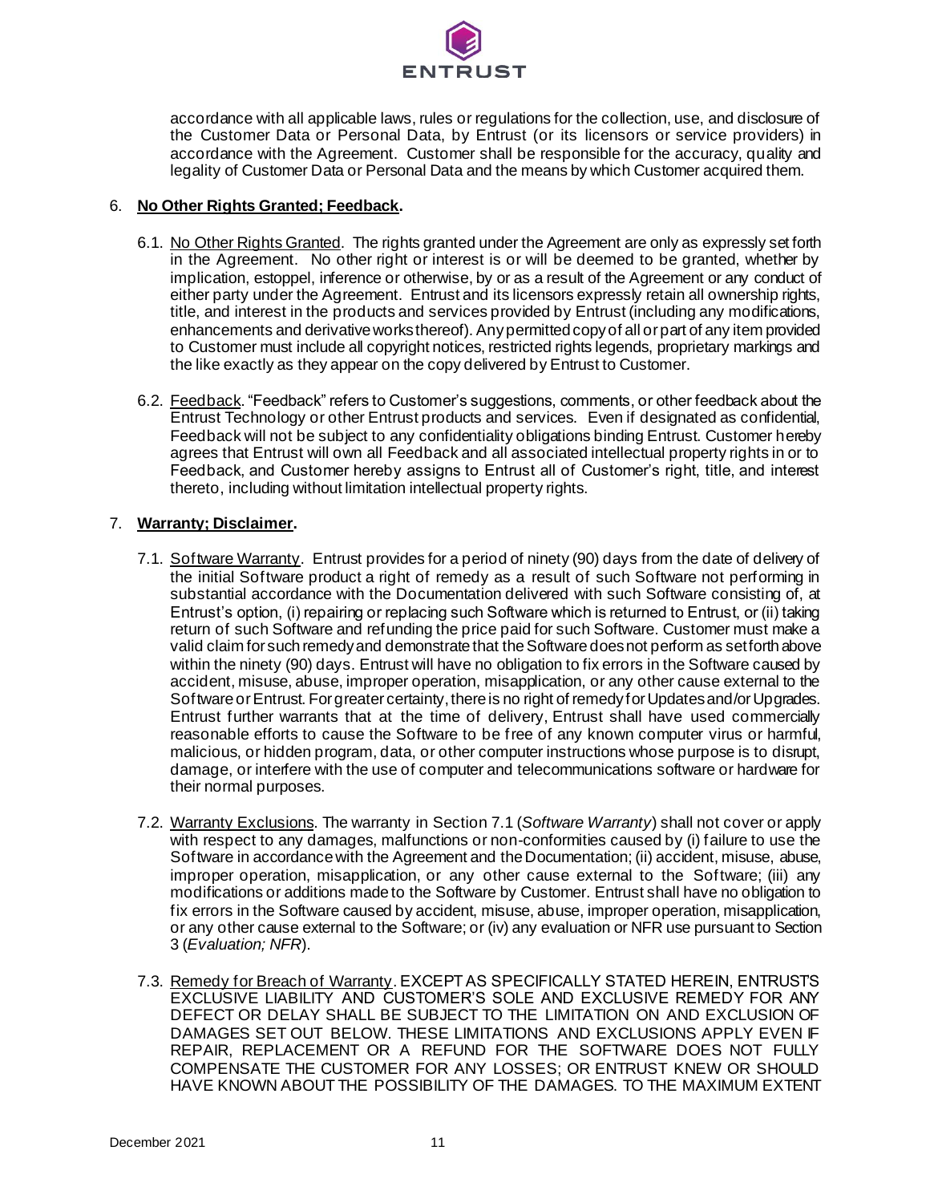accordance with all applicable laws, rules or regulations for the collection, use, and disclosure of the Customer Data or Personal Data, by Entrust (or its licensors or service providers) in accordance with the Agreement. Customer shall be responsible for the accuracy, quality and legality of Customer Data or Personal Data and the means by which Customer acquired them.

6. **No Other Rights Granted; Feedback.**

   6.1. No Other Rights Granted. The rights granted under the Agreement are only as expressly set forth in the Agreement. No other right or interest is or will be deemed to be granted, whether by implication, estoppel, inference or otherwise, by or as a result of the Agreement or any conduct of either party under the Agreement. Entrust and its licensors expressly retain all ownership rights, title, and interest in the products and services provided by Entrust (including any modifications, enhancements and derivative works thereof). Any permitted copy of all or part of any item provided to Customer must include all copyright notices, restricted rights legends, proprietary markings and the like exactly as they appear on the copy delivered by Entrust to Customer.

   6.2. Feedback. "Feedback" refers to Customer's suggestions, comments, or other feedback about the Entrust Technology or other Entrust products and services. Even if designated as confidential, Feedback will not be subject to any confidentiality obligations binding Entrust. Customer hereby agrees that Entrust will own all Feedback and all associated intellectual property rights in or to Feedback, and Customer hereby assigns to Entrust all of Customer's right, title, and interest thereto, including without limitation intellectual property rights.

7. **Warranty; Disclaimer.**

   7.1. Software Warranty. Entrust provides for a period of ninety (90) days from the date of delivery of the initial Software product a right of remedy as a result of such Software not performing in substantial accordance with the Documentation delivered with such Software consisting of, at Entrust's option, (i) repairing or replacing such Software which is returned to Entrust, or (ii) taking return of such Software and refunding the price paid for such Software. Customer must make a valid claim for such remedy and demonstrate that the Software does not perform as set forth above within the ninety (90) days. Entrust will have no obligation to fix errors in the Software caused by accident, misuse, abuse, improper operation, misapplication, or any other cause external to the Software or Entrust. For greater certainty, there is no right of remedy for Updates and/or Upgrades. Entrust further warrants that at the time of delivery, Entrust shall have used commercially reasonable efforts to cause the Software to be free of any known computer virus or harmful, malicious, or hidden program, data, or other computer instructions whose purpose is to disrupt, damage, or interfere with the use of computer and telecommunications software or hardware for their normal purposes.

   7.2. Warranty Exclusions. The warranty in Section 7.1 (*Software Warranty*) shall not cover or apply with respect to any damages, malfunctions or non-conformities caused by (i) failure to use the Software in accordance with the Agreement and the Documentation; (ii) accident, misuse, abuse, improper operation, misapplication, or any other cause external to the Software; (iii) any modifications or additions made to the Software by Customer. Entrust shall have no obligation to fix errors in the Software caused by accident, misuse, abuse, improper operation, misapplication, or any other cause external to the Software; or (iv) any evaluation or NFR use pursuant to Section 3 (*Evaluation; NFR*).

   7.3. Remedy for Breach of Warranty. EXCEPT AS SPECIFICALLY STATED HEREIN, ENTRUST'S EXCLUSIVE LIABILITY AND CUSTOMER'S SOLE AND EXCLUSIVE REMEDY FOR ANY DEFECT OR DELAY SHALL BE SUBJECT TO THE LIMITATION ON AND EXCLUSION OF DAMAGES SET OUT BELOW. THESE LIMITATIONS AND EXCLUSIONS APPLY EVEN IF REPAIR, REPLACEMENT OR A REFUND FOR THE SOFTWARE DOES NOT FULLY COMPENSATE THE CUSTOMER FOR ANY LOSSES; OR ENTRUST KNEW OR SHOULD HAVE KNOWN ABOUT THE POSSIBILITY OF THE DAMAGES. TO THE MAXIMUM EXTENT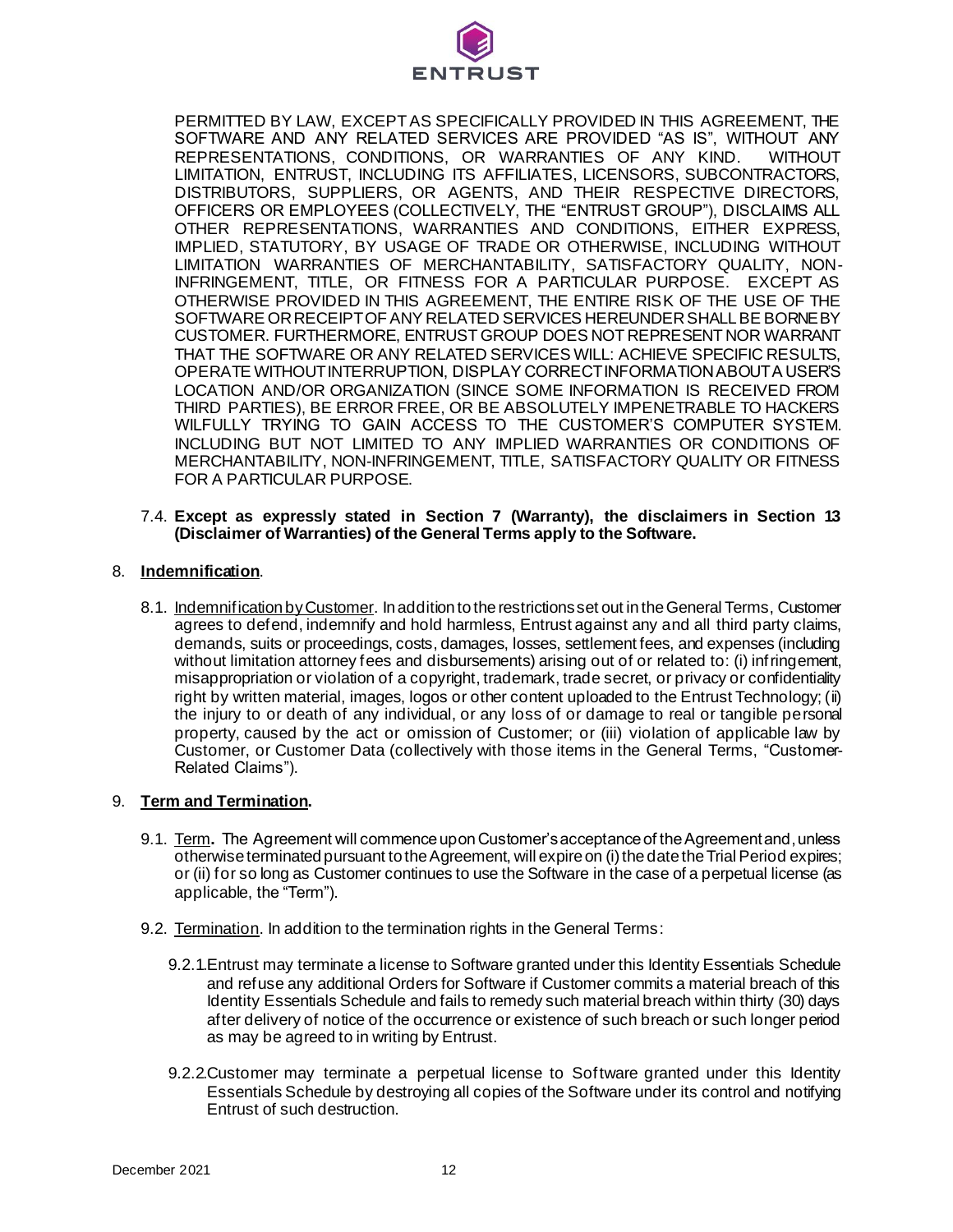PERMITTED BY LAW, EXCEPT AS SPECIFICALLY PROVIDED IN THIS AGREEMENT, THE SOFTWARE AND ANY RELATED SERVICES ARE PROVIDED "AS IS", WITHOUT ANY REPRESENTATIONS, CONDITIONS, OR WARRANTIES OF ANY KIND. WITHOUT LIMITATION, ENTRUST, INCLUDING ITS AFFILIATES, LICENSORS, SUBCONTRACTORS, DISTRIBUTORS, SUPPLIERS, OR AGENTS, AND THEIR RESPECTIVE DIRECTORS, OFFICERS OR EMPLOYEES (COLLECTIVELY, THE "ENTRUST GROUP"), DISCLAIMS ALL OTHER REPRESENTATIONS, WARRANTIES AND CONDITIONS, EITHER EXPRESS, IMPLIED, STATUTORY, BY USAGE OF TRADE OR OTHERWISE, INCLUDING WITHOUT LIMITATION WARRANTIES OF MERCHANTABILITY, SATISFACTORY QUALITY, NON-INFRINGEMENT, TITLE, OR FITNESS FOR A PARTICULAR PURPOSE. EXCEPT AS OTHERWISE PROVIDED IN THIS AGREEMENT, THE ENTIRE RISK OF THE USE OF THE SOFTWARE OR RECEIPT OF ANY RELATED SERVICES HEREUNDER SHALL BE BORNE BY CUSTOMER. FURTHERMORE, ENTRUST GROUP DOES NOT REPRESENT NOR WARRANT THAT THE SOFTWARE OR ANY RELATED SERVICES WILL: ACHIEVE SPECIFIC RESULTS, OPERATE WITHOUT INTERRUPTION, DISPLAY CORRECT INFORMATION ABOUT A USER'S LOCATION AND/OR ORGANIZATION (SINCE SOME INFORMATION IS RECEIVED FROM THIRD PARTIES), BE ERROR FREE, OR BE ABSOLUTELY IMPENETRABLE TO HACKERS WILFULLY TRYING TO GAIN ACCESS TO THE CUSTOMER'S COMPUTER SYSTEM. INCLUDING BUT NOT LIMITED TO ANY IMPLIED WARRANTIES OR CONDITIONS OF MERCHANTABILITY, NON-INFRINGEMENT, TITLE, SATISFACTORY QUALITY OR FITNESS FOR A PARTICULAR PURPOSE.

7.4. **Except as expressly stated in Section 7 (Warranty), the disclaimers in Section 13 (Disclaimer of Warranties) of the General Terms apply to the Software.**

8. **Indemnification**.

8.1. Indemnification by Customer. In addition to the restrictions set out in the General Terms, Customer agrees to defend, indemnify and hold harmless, Entrust against any and all third party claims, demands, suits or proceedings, costs, damages, losses, settlement fees, and expenses (including without limitation attorney fees and disbursements) arising out of or related to: (i) infringement, misappropriation or violation of a copyright, trademark, trade secret, or privacy or confidentiality right by written material, images, logos or other content uploaded to the Entrust Technology; (ii) the injury to or death of any individual, or any loss of or damage to real or tangible personal property, caused by the act or omission of Customer; or (iii) violation of applicable law by Customer, or Customer Data (collectively with those items in the General Terms, "Customer-Related Claims").

9. **Term and Termination.**

9.1. Term**.** The Agreement will commence upon Customer's acceptance of the Agreement and, unless otherwise terminated pursuant to the Agreement, will expire on (i) the date the Trial Period expires; or (ii) for so long as Customer continues to use the Software in the case of a perpetual license (as applicable, the "Term").

9.2. Termination. In addition to the termination rights in the General Terms:

9.2.1. Entrust may terminate a license to Software granted under this Identity Essentials Schedule and refuse any additional Orders for Software if Customer commits a material breach of this Identity Essentials Schedule and fails to remedy such material breach within thirty (30) days after delivery of notice of the occurrence or existence of such breach or such longer period as may be agreed to in writing by Entrust.

9.2.2. Customer may terminate a perpetual license to Software granted under this Identity Essentials Schedule by destroying all copies of the Software under its control and notifying Entrust of such destruction.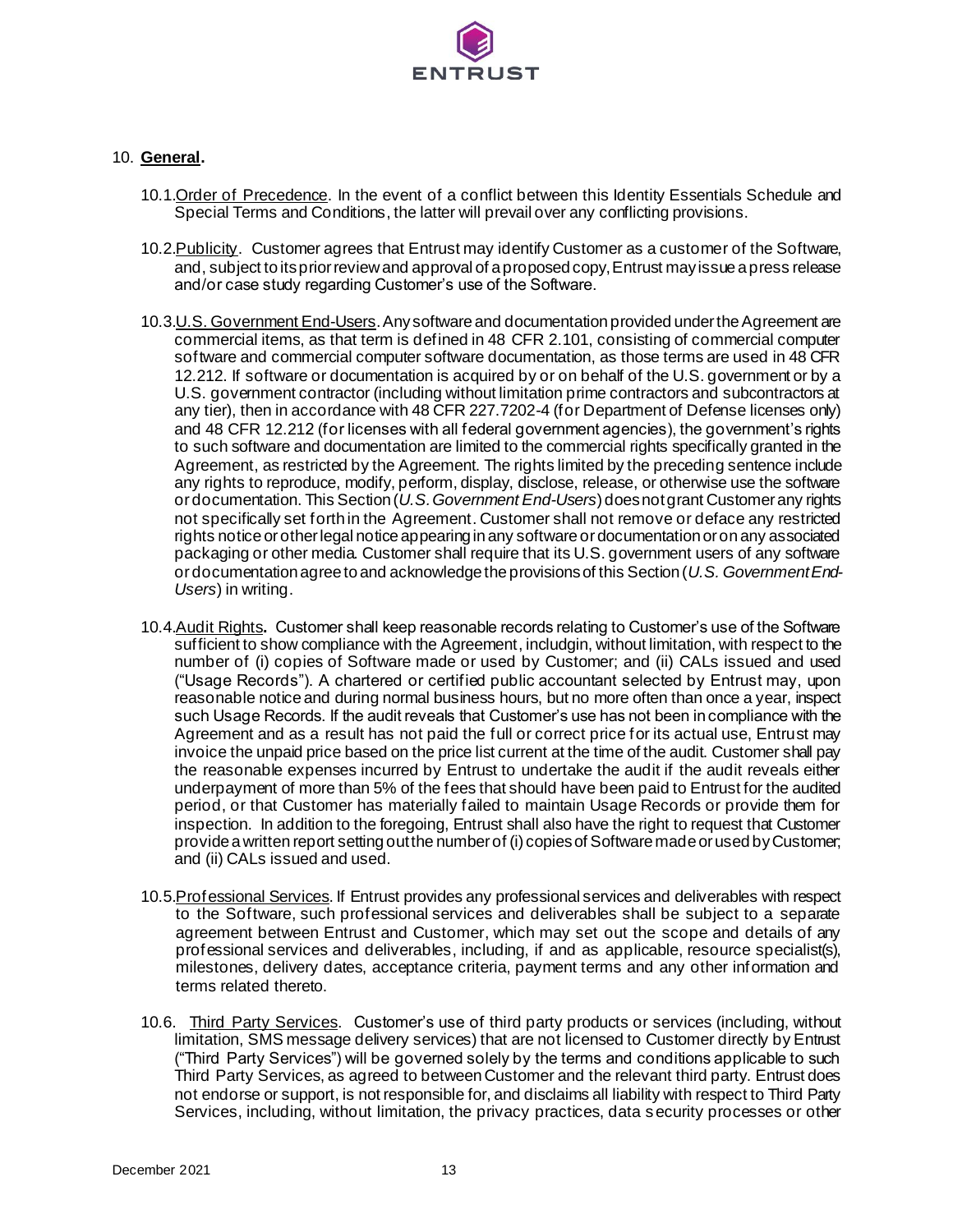## 10. **General.**

10.1. Order of Precedence. In the event of a conflict between this Identity Essentials Schedule and Special Terms and Conditions, the latter will prevail over any conflicting provisions.

10.2. Publicity. Customer agrees that Entrust may identify Customer as a customer of the Software, and, subject to its prior review and approval of a proposed copy, Entrust may issue a press release and/or case study regarding Customer's use of the Software.

10.3. U.S. Government End-Users. Any software and documentation provided under the Agreement are commercial items, as that term is defined in 48 CFR 2.101, consisting of commercial computer software and commercial computer software documentation, as those terms are used in 48 CFR 12.212. If software or documentation is acquired by or on behalf of the U.S. government or by a U.S. government contractor (including without limitation prime contractors and subcontractors at any tier), then in accordance with 48 CFR 227.7202-4 (for Department of Defense licenses only) and 48 CFR 12.212 (for licenses with all federal government agencies), the government's rights to such software and documentation are limited to the commercial rights specifically granted in the Agreement, as restricted by the Agreement. The rights limited by the preceding sentence include any rights to reproduce, modify, perform, display, disclose, release, or otherwise use the software or documentation. This Section (*U.S. Government End-Users*) does not grant Customer any rights not specifically set forth in the Agreement. Customer shall not remove or deface any restricted rights notice or other legal notice appearing in any software or documentation or on any associated packaging or other media. Customer shall require that its U.S. government users of any software or documentation agree to and acknowledge the provisions of this Section (*U.S. Government End-Users*) in writing.

10.4. Audit Rights**.** Customer shall keep reasonable records relating to Customer's use of the Software sufficient to show compliance with the Agreement, includgin, without limitation, with respect to the number of (i) copies of Software made or used by Customer; and (ii) CALs issued and used ("Usage Records"). A chartered or certified public accountant selected by Entrust may, upon reasonable notice and during normal business hours, but no more often than once a year, inspect such Usage Records. If the audit reveals that Customer's use has not been in compliance with the Agreement and as a result has not paid the full or correct price for its actual use, Entrust may invoice the unpaid price based on the price list current at the time of the audit. Customer shall pay the reasonable expenses incurred by Entrust to undertake the audit if the audit reveals either underpayment of more than 5% of the fees that should have been paid to Entrust for the audited period, or that Customer has materially failed to maintain Usage Records or provide them for inspection. In addition to the foregoing, Entrust shall also have the right to request that Customer provide a written report setting out the number of (i) copies of Software made or used by Customer; and (ii) CALs issued and used.

10.5. Professional Services. If Entrust provides any professional services and deliverables with respect to the Software, such professional services and deliverables shall be subject to a separate agreement between Entrust and Customer, which may set out the scope and details of any professional services and deliverables, including, if and as applicable, resource specialist(s), milestones, delivery dates, acceptance criteria, payment terms and any other information and terms related thereto.

10.6. Third Party Services. Customer's use of third party products or services (including, without limitation, SMS message delivery services) that are not licensed to Customer directly by Entrust ("Third Party Services") will be governed solely by the terms and conditions applicable to such Third Party Services, as agreed to between Customer and the relevant third party. Entrust does not endorse or support, is not responsible for, and disclaims all liability with respect to Third Party Services, including, without limitation, the privacy practices, data security processes or other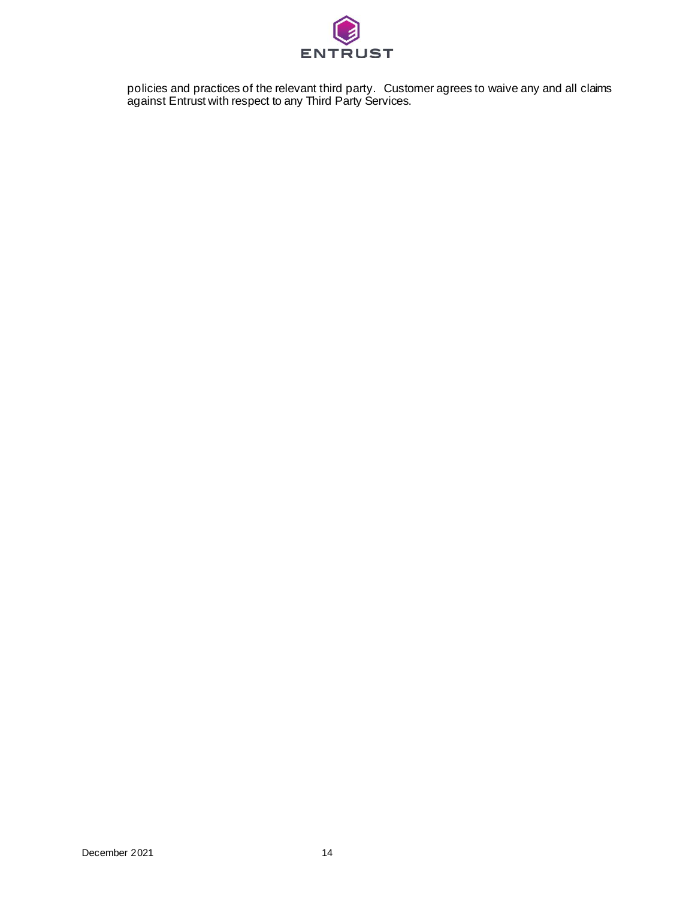policies and practices of the relevant third party. Customer agrees to waive any and all claims against Entrust with respect to any Third Party Services.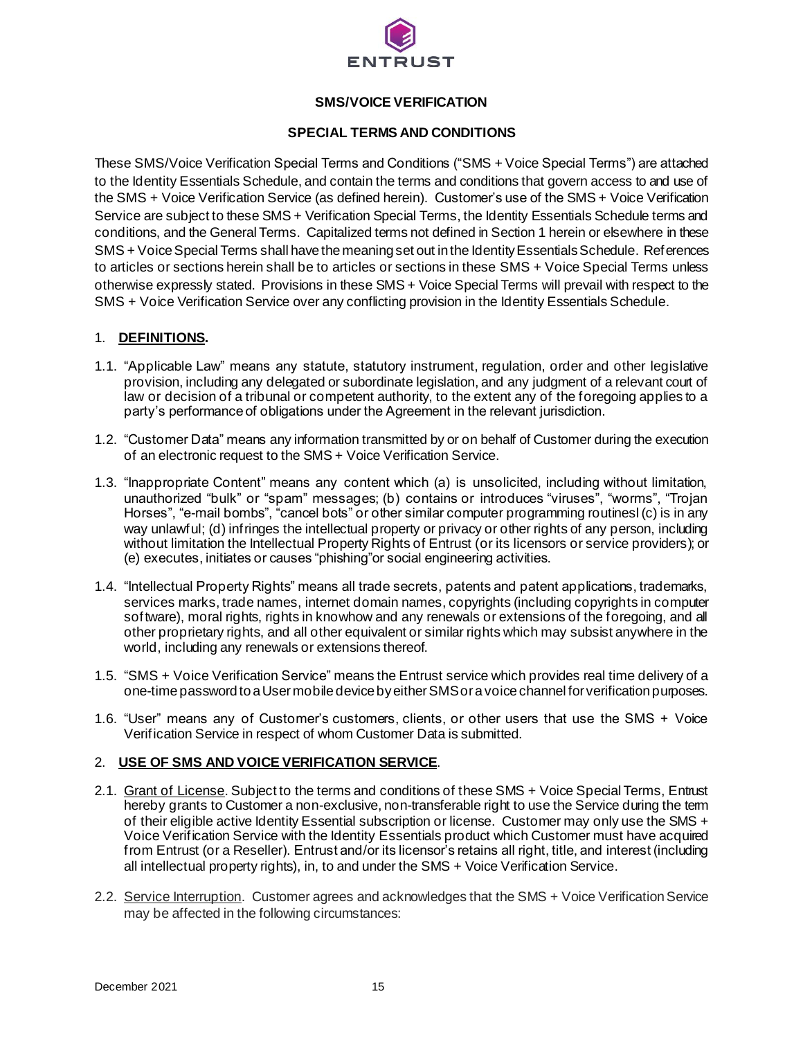**SMS/VOICE VERIFICATION**

**SPECIAL TERMS AND CONDITIONS**

These SMS/Voice Verification Special Terms and Conditions ("SMS + Voice Special Terms") are attached to the Identity Essentials Schedule, and contain the terms and conditions that govern access to and use of the SMS + Voice Verification Service (as defined herein). Customer's use of the SMS + Voice Verification Service are subject to these SMS + Verification Special Terms, the Identity Essentials Schedule terms and conditions, and the General Terms. Capitalized terms not defined in Section 1 herein or elsewhere in these SMS + Voice Special Terms shall have the meaning set out in the Identity Essentials Schedule. References to articles or sections herein shall be to articles or sections in these SMS + Voice Special Terms unless otherwise expressly stated. Provisions in these SMS + Voice Special Terms will prevail with respect to the SMS + Voice Verification Service over any conflicting provision in the Identity Essentials Schedule.

1. **DEFINITIONS.**

1.1. "Applicable Law" means any statute, statutory instrument, regulation, order and other legislative provision, including any delegated or subordinate legislation, and any judgment of a relevant court of law or decision of a tribunal or competent authority, to the extent any of the foregoing applies to a party's performance of obligations under the Agreement in the relevant jurisdiction.

1.2. "Customer Data" means any information transmitted by or on behalf of Customer during the execution of an electronic request to the SMS + Voice Verification Service.

1.3. "Inappropriate Content" means any content which (a) is unsolicited, including without limitation, unauthorized "bulk" or "spam" messages; (b) contains or introduces "viruses", "worms", "Trojan Horses", "e-mail bombs", "cancel bots" or other similar computer programming routinesl (c) is in any way unlawful; (d) infringes the intellectual property or privacy or other rights of any person, including without limitation the Intellectual Property Rights of Entrust (or its licensors or service providers); or (e) executes, initiates or causes "phishing"or social engineering activities.

1.4. "Intellectual Property Rights" means all trade secrets, patents and patent applications, trademarks, services marks, trade names, internet domain names, copyrights (including copyrights in computer software), moral rights, rights in knowhow and any renewals or extensions of the foregoing, and all other proprietary rights, and all other equivalent or similar rights which may subsist anywhere in the world, including any renewals or extensions thereof.

1.5. "SMS + Voice Verification Service" means the Entrust service which provides real time delivery of a one-time password to a User mobile device by either SMS or a voice channel for verification purposes.

1.6. "User" means any of Customer's customers, clients, or other users that use the SMS + Voice Verification Service in respect of whom Customer Data is submitted.

2. **USE OF SMS AND VOICE VERIFICATION SERVICE**.

2.1. Grant of License. Subject to the terms and conditions of these SMS + Voice Special Terms, Entrust hereby grants to Customer a non-exclusive, non-transferable right to use the Service during the term of their eligible active Identity Essential subscription or license. Customer may only use the SMS + Voice Verification Service with the Identity Essentials product which Customer must have acquired from Entrust (or a Reseller). Entrust and/or its licensor's retains all right, title, and interest (including all intellectual property rights), in, to and under the SMS + Voice Verification Service.

2.2. Service Interruption. Customer agrees and acknowledges that the SMS + Voice Verification Service may be affected in the following circumstances: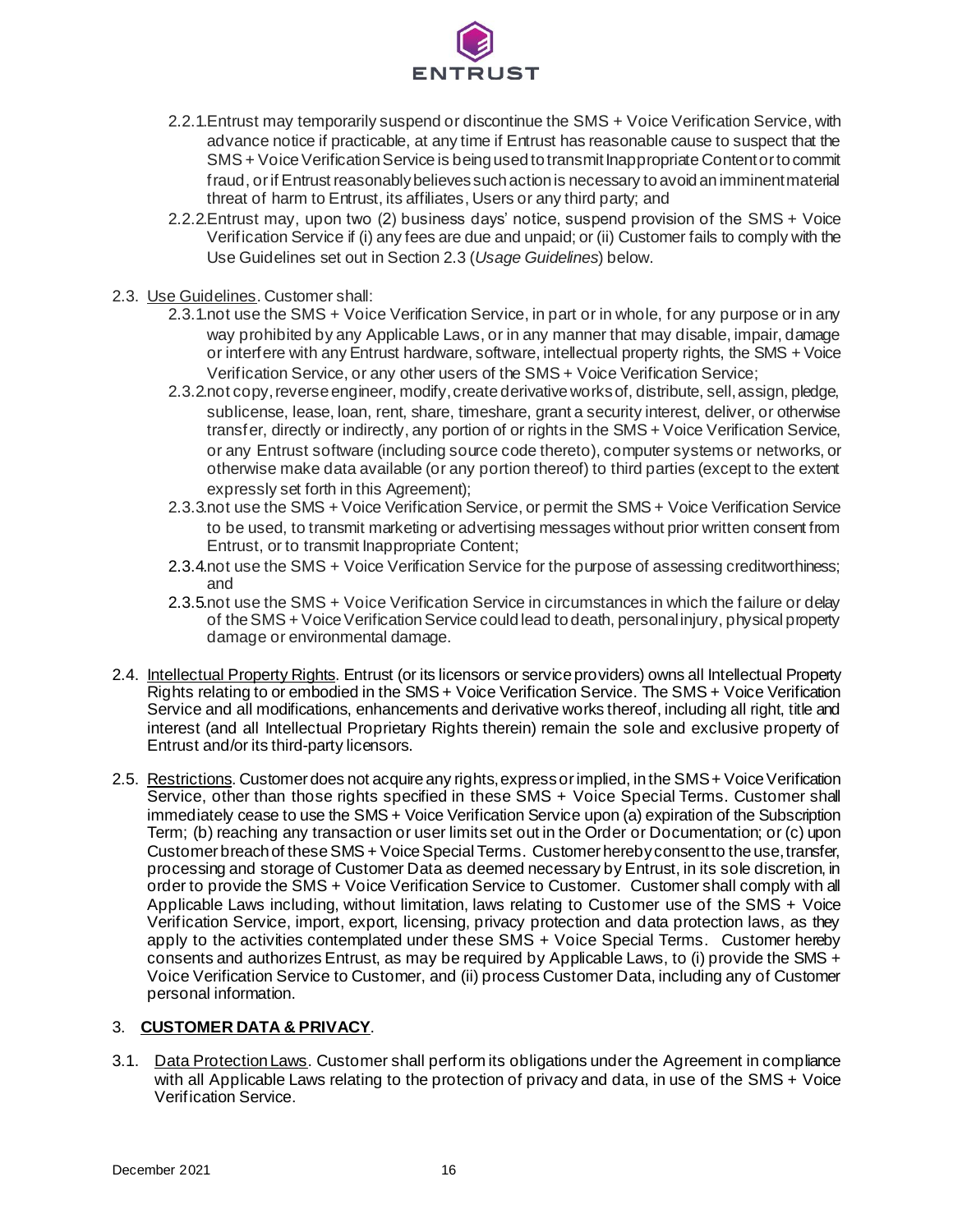2.2.1. Entrust may temporarily suspend or discontinue the SMS + Voice Verification Service, with advance notice if practicable, at any time if Entrust has reasonable cause to suspect that the SMS + Voice Verification Service is being used to transmit Inappropriate Content or to commit fraud, or if Entrust reasonably believes such action is necessary to avoid an imminent material threat of harm to Entrust, its affiliates, Users or any third party; and

2.2.2. Entrust may, upon two (2) business days' notice, suspend provision of the SMS + Voice Verification Service if (i) any fees are due and unpaid; or (ii) Customer fails to comply with the Use Guidelines set out in Section 2.3 (*Usage Guidelines*) below.

2.3. Use Guidelines. Customer shall:

2.3.1. not use the SMS + Voice Verification Service, in part or in whole, for any purpose or in any way prohibited by any Applicable Laws, or in any manner that may disable, impair, damage or interfere with any Entrust hardware, software, intellectual property rights, the SMS + Voice Verification Service, or any other users of the SMS + Voice Verification Service;

2.3.2. not copy, reverse engineer, modify, create derivative works of, distribute, sell, assign, pledge, sublicense, lease, loan, rent, share, timeshare, grant a security interest, deliver, or otherwise transfer, directly or indirectly, any portion of or rights in the SMS + Voice Verification Service, or any Entrust software (including source code thereto), computer systems or networks, or otherwise make data available (or any portion thereof) to third parties (except to the extent expressly set forth in this Agreement);

2.3.3. not use the SMS + Voice Verification Service, or permit the SMS + Voice Verification Service to be used, to transmit marketing or advertising messages without prior written consent from Entrust, or to transmit Inappropriate Content;

2.3.4. not use the SMS + Voice Verification Service for the purpose of assessing creditworthiness; and

2.3.5. not use the SMS + Voice Verification Service in circumstances in which the failure or delay of the SMS + Voice Verification Service could lead to death, personal injury, physical property damage or environmental damage.

2.4. Intellectual Property Rights. Entrust (or its licensors or service providers) owns all Intellectual Property Rights relating to or embodied in the SMS + Voice Verification Service. The SMS + Voice Verification Service and all modifications, enhancements and derivative works thereof, including all right, title and interest (and all Intellectual Proprietary Rights therein) remain the sole and exclusive property of Entrust and/or its third-party licensors.

2.5. Restrictions. Customer does not acquire any rights, express or implied, in the SMS + Voice Verification Service, other than those rights specified in these SMS + Voice Special Terms. Customer shall immediately cease to use the SMS + Voice Verification Service upon (a) expiration of the Subscription Term; (b) reaching any transaction or user limits set out in the Order or Documentation; or (c) upon Customer breach of these SMS + Voice Special Terms. Customer hereby consent to the use, transfer, processing and storage of Customer Data as deemed necessary by Entrust, in its sole discretion, in order to provide the SMS + Voice Verification Service to Customer. Customer shall comply with all Applicable Laws including, without limitation, laws relating to Customer use of the SMS + Voice Verification Service, import, export, licensing, privacy protection and data protection laws, as they apply to the activities contemplated under these SMS + Voice Special Terms. Customer hereby consents and authorizes Entrust, as may be required by Applicable Laws, to (i) provide the SMS + Voice Verification Service to Customer, and (ii) process Customer Data, including any of Customer personal information.

## 3. **CUSTOMER DATA & PRIVACY**.

3.1. Data Protection Laws. Customer shall perform its obligations under the Agreement in compliance with all Applicable Laws relating to the protection of privacy and data, in use of the SMS + Voice Verification Service.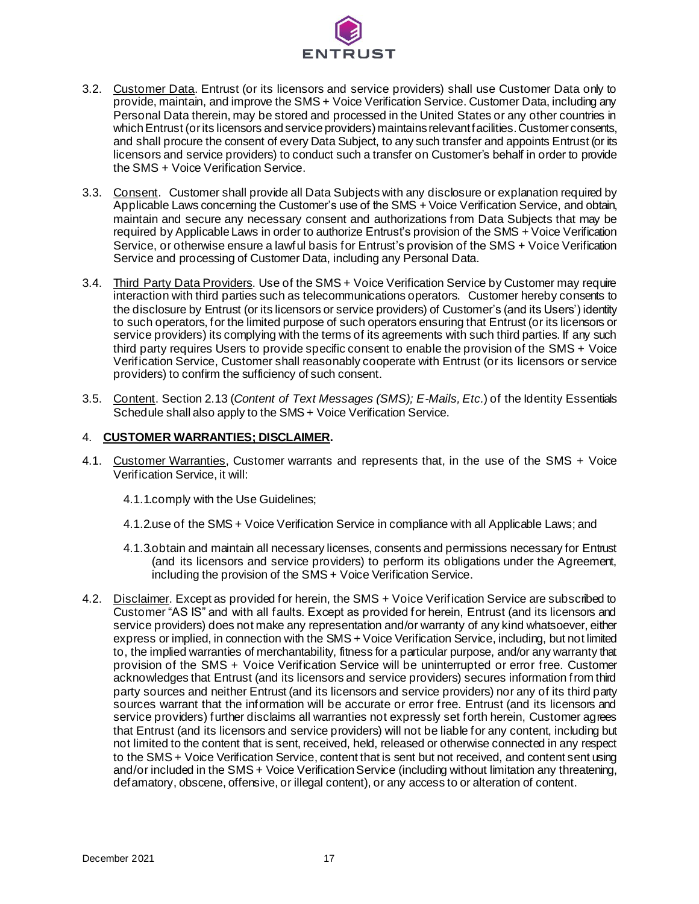3.2. Customer Data. Entrust (or its licensors and service providers) shall use Customer Data only to provide, maintain, and improve the SMS + Voice Verification Service. Customer Data, including any Personal Data therein, may be stored and processed in the United States or any other countries in which Entrust (or its licensors and service providers) maintains relevant facilities. Customer consents, and shall procure the consent of every Data Subject, to any such transfer and appoints Entrust (or its licensors and service providers) to conduct such a transfer on Customer's behalf in order to provide the SMS + Voice Verification Service.

3.3. Consent. Customer shall provide all Data Subjects with any disclosure or explanation required by Applicable Laws concerning the Customer's use of the SMS + Voice Verification Service, and obtain, maintain and secure any necessary consent and authorizations from Data Subjects that may be required by Applicable Laws in order to authorize Entrust's provision of the SMS + Voice Verification Service, or otherwise ensure a lawful basis for Entrust's provision of the SMS + Voice Verification Service and processing of Customer Data, including any Personal Data.

3.4. Third Party Data Providers. Use of the SMS + Voice Verification Service by Customer may require interaction with third parties such as telecommunications operators. Customer hereby consents to the disclosure by Entrust (or its licensors or service providers) of Customer's (and its Users') identity to such operators, for the limited purpose of such operators ensuring that Entrust (or its licensors or service providers) its complying with the terms of its agreements with such third parties. If any such third party requires Users to provide specific consent to enable the provision of the SMS + Voice Verification Service, Customer shall reasonably cooperate with Entrust (or its licensors or service providers) to confirm the sufficiency of such consent.

3.5. Content. Section 2.13 (*Content of Text Messages (SMS); E-Mails, Etc.*) of the Identity Essentials Schedule shall also apply to the SMS + Voice Verification Service.

## 4. CUSTOMER WARRANTIES; DISCLAIMER.

4.1. Customer Warranties, Customer warrants and represents that, in the use of the SMS + Voice Verification Service, it will:

4.1.1. comply with the Use Guidelines;

4.1.2. use of the SMS + Voice Verification Service in compliance with all Applicable Laws; and

4.1.3. obtain and maintain all necessary licenses, consents and permissions necessary for Entrust (and its licensors and service providers) to perform its obligations under the Agreement, including the provision of the SMS + Voice Verification Service.

4.2. Disclaimer. Except as provided for herein, the SMS + Voice Verification Service are subscribed to Customer "AS IS" and with all faults. Except as provided for herein, Entrust (and its licensors and service providers) does not make any representation and/or warranty of any kind whatsoever, either express or implied, in connection with the SMS + Voice Verification Service, including, but not limited to, the implied warranties of merchantability, fitness for a particular purpose, and/or any warranty that provision of the SMS + Voice Verification Service will be uninterrupted or error free. Customer acknowledges that Entrust (and its licensors and service providers) secures information from third party sources and neither Entrust (and its licensors and service providers) nor any of its third party sources warrant that the information will be accurate or error free. Entrust (and its licensors and service providers) further disclaims all warranties not expressly set forth herein, Customer agrees that Entrust (and its licensors and service providers) will not be liable for any content, including but not limited to the content that is sent, received, held, released or otherwise connected in any respect to the SMS + Voice Verification Service, content that is sent but not received, and content sent using and/or included in the SMS + Voice Verification Service (including without limitation any threatening, defamatory, obscene, offensive, or illegal content), or any access to or alteration of content.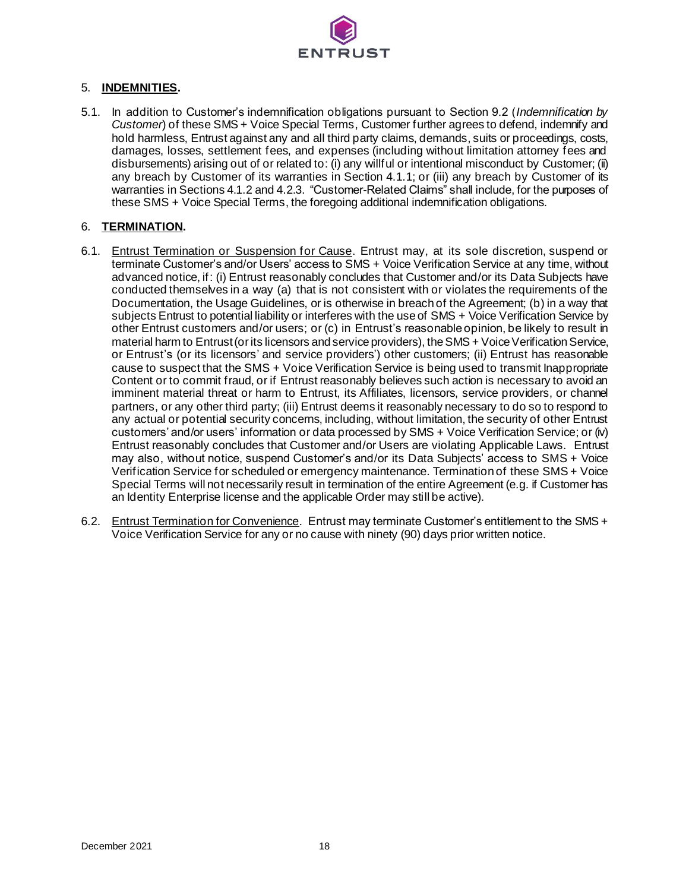## 5. **INDEMNITIES.**

5.1. In addition to Customer's indemnification obligations pursuant to Section 9.2 (*Indemnification by Customer*) of these SMS + Voice Special Terms, Customer further agrees to defend, indemnify and hold harmless, Entrust against any and all third party claims, demands, suits or proceedings, costs, damages, losses, settlement fees, and expenses (including without limitation attorney fees and disbursements) arising out of or related to: (i) any willful or intentional misconduct by Customer; (ii) any breach by Customer of its warranties in Section 4.1.1; or (iii) any breach by Customer of its warranties in Sections 4.1.2 and 4.2.3. "Customer-Related Claims" shall include, for the purposes of these SMS + Voice Special Terms, the foregoing additional indemnification obligations.

## 6. **TERMINATION.**

6.1. Entrust Termination or Suspension for Cause. Entrust may, at its sole discretion, suspend or terminate Customer's and/or Users' access to SMS + Voice Verification Service at any time, without advanced notice, if: (i) Entrust reasonably concludes that Customer and/or its Data Subjects have conducted themselves in a way (a) that is not consistent with or violates the requirements of the Documentation, the Usage Guidelines, or is otherwise in breach of the Agreement; (b) in a way that subjects Entrust to potential liability or interferes with the use of SMS + Voice Verification Service by other Entrust customers and/or users; or (c) in Entrust's reasonable opinion, be likely to result in material harm to Entrust (or its licensors and service providers), the SMS + Voice Verification Service, or Entrust's (or its licensors' and service providers') other customers; (ii) Entrust has reasonable cause to suspect that the SMS + Voice Verification Service is being used to transmit Inappropriate Content or to commit fraud, or if Entrust reasonably believes such action is necessary to avoid an imminent material threat or harm to Entrust, its Affiliates, licensors, service providers, or channel partners, or any other third party; (iii) Entrust deems it reasonably necessary to do so to respond to any actual or potential security concerns, including, without limitation, the security of other Entrust customers' and/or users' information or data processed by SMS + Voice Verification Service; or (iv) Entrust reasonably concludes that Customer and/or Users are violating Applicable Laws. Entrust may also, without notice, suspend Customer's and/or its Data Subjects' access to SMS + Voice Verification Service for scheduled or emergency maintenance. Termination of these SMS + Voice Special Terms will not necessarily result in termination of the entire Agreement (e.g. if Customer has an Identity Enterprise license and the applicable Order may still be active).

6.2. Entrust Termination for Convenience. Entrust may terminate Customer's entitlement to the SMS + Voice Verification Service for any or no cause with ninety (90) days prior written notice.